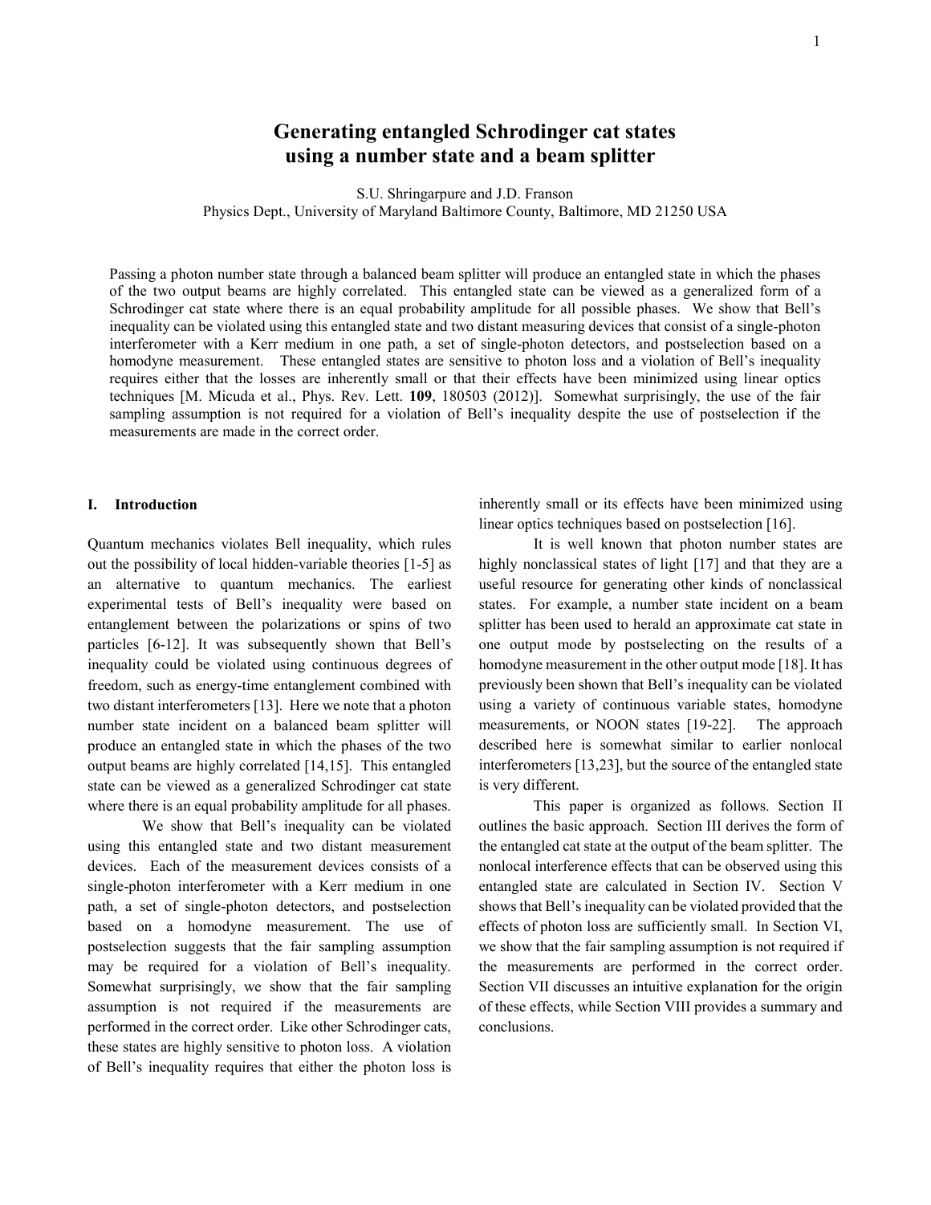# Generating entangled Schrodinger cat states using a number state and a beam splitter

S.U. Shringarpure and J.D. Franson

Physics Dept., University of Maryland Baltimore County, Baltimore, MD 21250 USA

Passing a photon number state through a balanced beam splitter will produce an entangled state in which the phases of the two output beams are highly correlated. This entangled state can be viewed as a generalized form of a Schrodinger cat state where there is an equal probability amplitude for all possible phases. We show that Bell's inequality can be violated using this entangled state and two distant measuring devices that consist of a single-photon interferometer with a Kerr medium in one path, a set of single-photon detectors, and postselection based on a homodyne measurement. These entangled states are sensitive to photon loss and a violation of Bell's inequality requires either that the losses are inherently small or that their effects have been minimized using linear optics techniques [M. Micuda et al., Phys. Rev. Lett. **109**, 180503 (2012)]. Somewhat surprisingly, the use of the fair sampling assumption is not required for a violation of Bell's inequality despite the use of postselection if the measurements are made in the correct order.

## I. Introduction

Quantum mechanics violates Bell inequality, which rules out the possibility of local hidden-variable theories [1-5] as an alternative to quantum mechanics. The earliest experimental tests of Bell's inequality were based on entanglement between the polarizations or spins of two particles [6-12]. It was subsequently shown that Bell's inequality could be violated using continuous degrees of freedom, such as energy-time entanglement combined with two distant interferometers [13]. Here we note that a photon number state incident on a balanced beam splitter will produce an entangled state in which the phases of the two output beams are highly correlated [14,15]. This entangled state can be viewed as a generalized Schrodinger cat state where there is an equal probability amplitude for all phases.

We show that Bell's inequality can be violated using this entangled state and two distant measurement devices. Each of the measurement devices consists of a single-photon interferometer with a Kerr medium in one path, a set of single-photon detectors, and postselection based on a homodyne measurement. The use of postselection suggests that the fair sampling assumption may be required for a violation of Bell's inequality. Somewhat surprisingly, we show that the fair sampling assumption is not required if the measurements are performed in the correct order. Like other Schrodinger cats, these states are highly sensitive to photon loss. A violation of Bell's inequality requires that either the photon loss is inherently small or its effects have been minimized using linear optics techniques based on postselection [16].

It is well known that photon number states are highly nonclassical states of light [17] and that they are a useful resource for generating other kinds of nonclassical states. For example, a number state incident on a beam splitter has been used to herald an approximate cat state in one output mode by postselecting on the results of a homodyne measurement in the other output mode [18]. It has previously been shown that Bell's inequality can be violated using a variety of continuous variable states, homodyne measurements, or NOON states [19-22]. The approach described here is somewhat similar to earlier nonlocal interferometers [13,23], but the source of the entangled state is very different.

This paper is organized as follows. Section II outlines the basic approach. Section III derives the form of the entangled cat state at the output of the beam splitter. The nonlocal interference effects that can be observed using this entangled state are calculated in Section IV. Section V shows that Bell's inequality can be violated provided that the effects of photon loss are sufficiently small. In Section VI, we show that the fair sampling assumption is not required if the measurements are performed in the correct order. Section VII discusses an intuitive explanation for the origin of these effects, while Section VIII provides a summary and conclusions.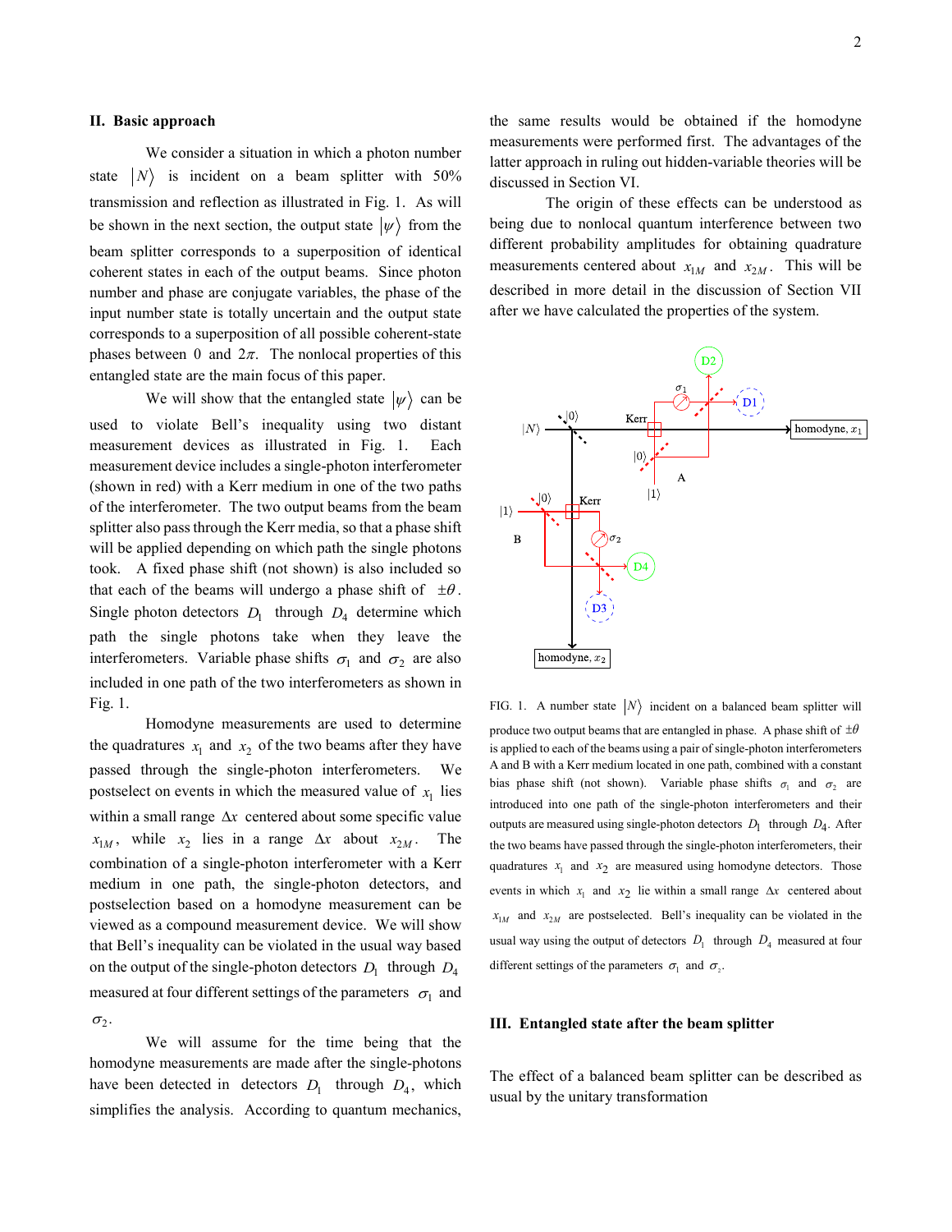## II. Basic approach

We consider a situation in which a photon number state $|N\rangle$ is incident on a beam splitter with 50% transmission and reflection as illustrated in Fig. 1. As will be shown in the next section, the output state $|\psi\rangle$ from the beam splitter corresponds to a superposition of identical coherent states in each of the output beams. Since photon number and phase are conjugate variables, the phase of the input number state is totally uncertain and the output state corresponds to a superposition of all possible coherent-state phases between 0 and $2\pi$. The nonlocal properties of this entangled state are the main focus of this paper.

We will show that the entangled state $|\psi\rangle$ can be used to violate Bell's inequality using two distant measurement devices as illustrated in Fig. 1. Each measurement device includes a single-photon interferometer (shown in red) with a Kerr medium in one of the two paths of the interferometer. The two output beams from the beam splitter also pass through the Kerr media, so that a phase shift will be applied depending on which path the single photons took. A fixed phase shift (not shown) is also included so that each of the beams will undergo a phase shift of $\pm\theta$. Single photon detectors $D_1$ through $D_4$ determine which path the single photons take when they leave the interferometers. Variable phase shifts $\sigma_1$ and $\sigma_2$ are also included in one path of the two interferometers as shown in Fig. 1.

Homodyne measurements are used to determine the quadratures $x_1$ and $x_2$ of the two beams after they have passed through the single-photon interferometers. We postselect on events in which the measured value of $x_1$ lies within a small range $\Delta x$ centered about some specific value $x_{1M}$, while $x_2$ lies in a range $\Delta x$ about $x_{2M}$. The combination of a single-photon interferometer with a Kerr medium in one path, the single-photon detectors, and postselection based on a homodyne measurement device can be viewed as a compound measurement device. We will show that Bell's inequality can be violated in the usual way based on the output of the single-photon detectors $D_1$ through $D_4$ measured at four different settings of the parameters $\sigma_1$ and $\sigma_2$.

We will assume for the time being that the homodyne measurements are made after the single-photons have been detected in detectors $D_1$ through $D_4$, which simplifies the analysis. According to quantum mechanics, the same results would be obtained if the homodyne measurements were performed first. The advantages of the latter approach in ruling out hidden-variable theories will be discussed in Section VI.

The origin of these effects can be understood as being due to nonlocal quantum interference between two different probability amplitudes for obtaining quadrature measurements centered about $x_{1M}$ and $x_{2M}$. This will be described in more detail in the discussion of Section VII after we have calculated the properties of the system.

FIG. 1. A number state $|N\rangle$ incident on a balanced beam splitter will produce two output beams that are entangled in phase. A phase shift of $\pm\theta$ is applied to each of the beams using a pair of single-photon interferometers A and B with a Kerr medium located in one path, combined with a constant bias phase shift (not shown). Variable phase shifts $\sigma_1$ and $\sigma_2$ are introduced into one path of the single-photon interferometers and their outputs are measured using single-photon detectors $D_1$ through $D_4$. After the two beams have passed through the single-photon interferometers, their quadratures $x_1$ and $x_2$ are measured using homodyne detectors. Those events in which $x_1$ and $x_2$ lie within a small range $\Delta x$ centered about $x_{1M}$ and $x_{2M}$ are postselected. Bell's inequality can be violated in the usual way using the output of detectors $D_1$ through $D_4$ measured at four different settings of the parameters $\sigma_1$ and $\sigma_2$.

## III. Entangled state after the beam splitter

The effect of a balanced beam splitter can be described as usual by the unitary transformation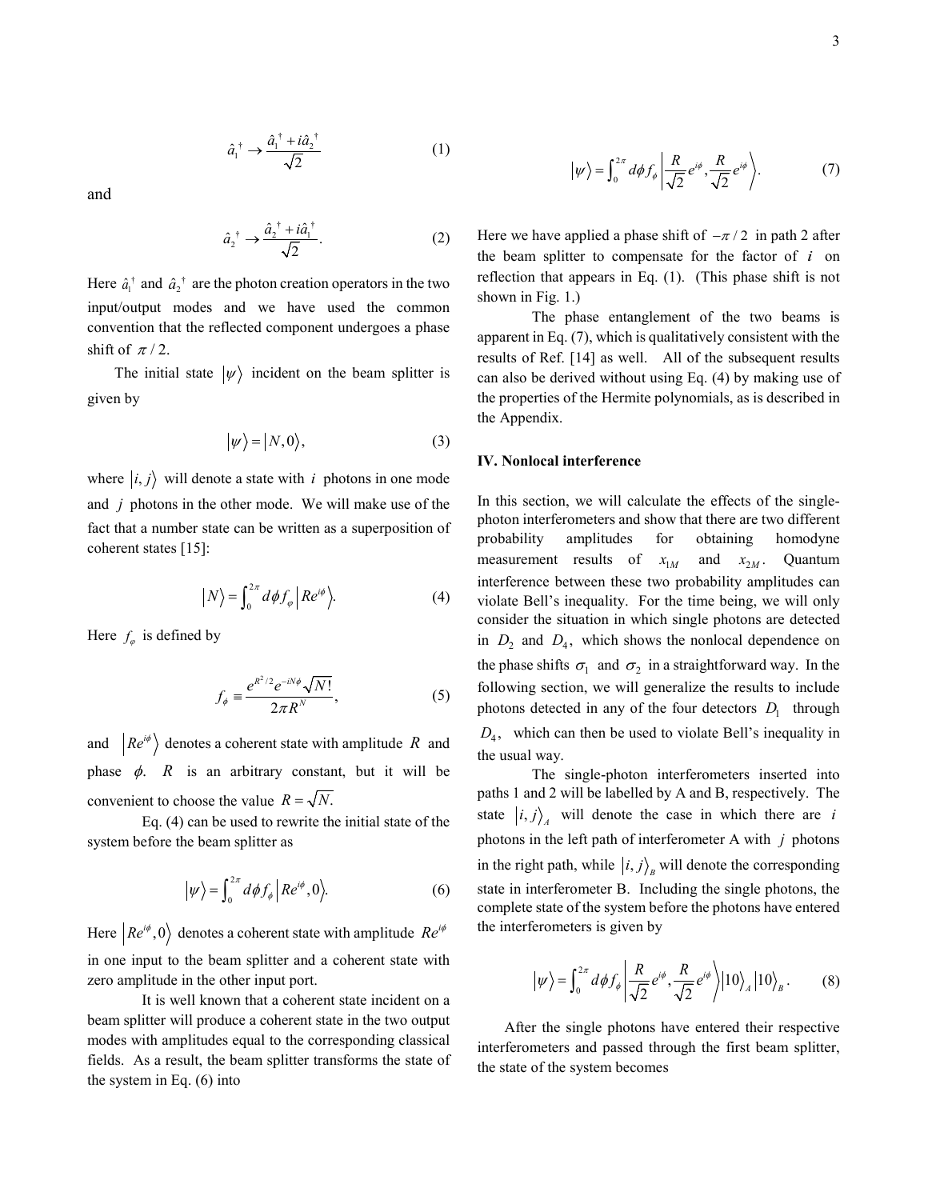$$\hat{a}_1^\dagger \rightarrow \frac{\hat{a}_1^\dagger + i\hat{a}_2^\dagger}{\sqrt{2}} \tag{1}$$

and

$$\hat{a}_2^\dagger \rightarrow \frac{\hat{a}_2^\dagger + i\hat{a}_1^\dagger}{\sqrt{2}}. \tag{2}$$

Here $\hat{a}_1^\dagger$ and $\hat{a}_2^\dagger$ are the photon creation operators in the two input/output modes and we have used the common convention that the reflected component undergoes a phase shift of $\pi/2$.

The initial state $|\psi\rangle$ incident on the beam splitter is given by

$$|\psi\rangle = |N, 0\rangle, \tag{3}$$

where $|i, j\rangle$ will denote a state with $i$ photons in one mode and $j$ photons in the other mode. We will make use of the fact that a number state can be written as a superposition of coherent states [15]:

$$|N\rangle = \int_0^{2\pi} d\phi f_\varphi \left| Re^{i\phi} \right\rangle. \tag{4}$$

Here $f_\varphi$ is defined by

$$f_\phi \equiv \frac{e^{R^2/2} e^{-iN\phi} \sqrt{N!}}{2\pi R^N}, \tag{5}$$

and $\left| Re^{i\phi} \right\rangle$ denotes a coherent state with amplitude $R$ and phase $\phi$. $R$ is an arbitrary constant, but it will be convenient to choose the value $R = \sqrt{N}$.

Eq. (4) can be used to rewrite the initial state of the system before the beam splitter as

$$|\psi\rangle = \int_0^{2\pi} d\phi f_\phi \left| Re^{i\phi}, 0 \right\rangle. \tag{6}$$

Here $\left| Re^{i\phi}, 0 \right\rangle$ denotes a coherent state with amplitude $Re^{i\phi}$ in one input to the beam splitter and a coherent state with zero amplitude in the other input port.

It is well known that a coherent state incident on a beam splitter will produce a coherent state in the two output modes with amplitudes equal to the corresponding classical fields. As a result, the beam splitter transforms the state of the system in Eq. (6) into

$$|\psi\rangle = \int_0^{2\pi} d\phi f_\phi \left| \frac{R}{\sqrt{2}} e^{i\phi}, \frac{R}{\sqrt{2}} e^{i\phi} \right\rangle. \tag{7}$$

Here we have applied a phase shift of $-\pi/2$ in path 2 after the beam splitter to compensate for the factor of $i$ on reflection that appears in Eq. (1). (This phase shift is not shown in Fig. 1.)

The phase entanglement of the two beams is apparent in Eq. (7), which is qualitatively consistent with the results of Ref. [14] as well. All of the subsequent results can also be derived without using Eq. (4) by making use of the properties of the Hermite polynomials, as is described in the Appendix.

## IV. Nonlocal interference

In this section, we will calculate the effects of the single-photon interferometers and show that there are two different probability amplitudes for obtaining homodyne measurement results of $x_{1M}$ and $x_{2M}$. Quantum interference between these two probability amplitudes can violate Bell's inequality. For the time being, we will only consider the situation in which single photons are detected in $D_2$ and $D_4$, which shows the nonlocal dependence on the phase shifts $\sigma_1$ and $\sigma_2$ in a straightforward way. In the following section, we will generalize the results to include photons detected in any of the four detectors $D_1$ through $D_4$, which can then be used to violate Bell's inequality in the usual way.

The single-photon interferometers inserted into paths 1 and 2 will be labelled by A and B, respectively. The state $|i, j\rangle_A$ will denote the case in which there are $i$ photons in the left path of interferometer A with $j$ photons in the right path, while $|i, j\rangle_B$ will denote the corresponding state in interferometer B. Including the single photons, the complete state of the system before the photons have entered the interferometers is given by

$$|\psi\rangle = \int_0^{2\pi} d\phi f_\phi \left| \frac{R}{\sqrt{2}} e^{i\phi}, \frac{R}{\sqrt{2}} e^{i\phi} \right\rangle |10\rangle_A |10\rangle_B. \tag{8}$$

After the single photons have entered their respective interferometers and passed through the first beam splitter, the state of the system becomes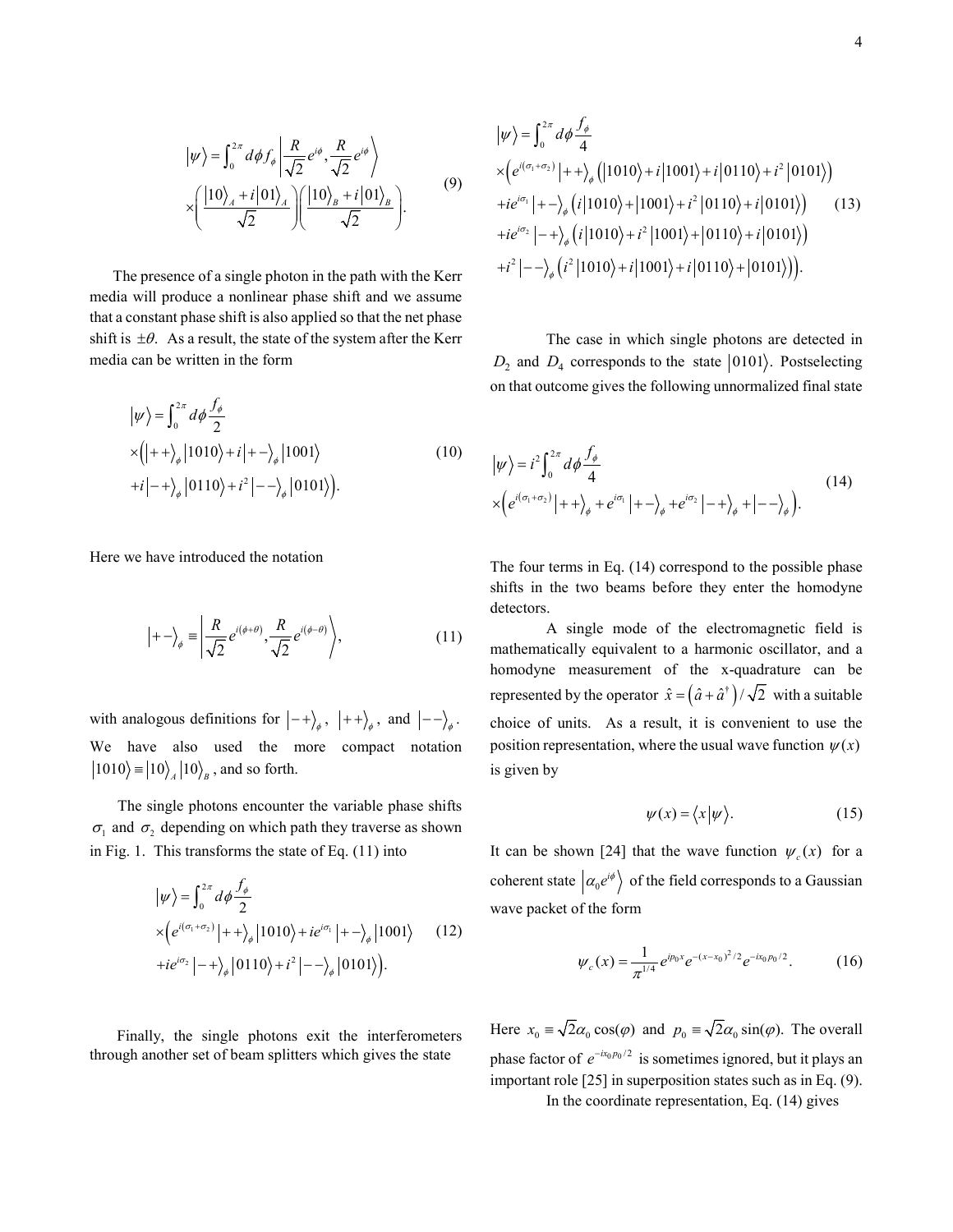$$|\psi\rangle = \int_0^{2\pi} d\phi f_\phi \left| \frac{R}{\sqrt{2}} e^{i\phi}, \frac{R}{\sqrt{2}} e^{i\phi} \right\rangle \times \left( \frac{|10\rangle_A + i|01\rangle_A}{\sqrt{2}} \right) \left( \frac{|10\rangle_B + i|01\rangle_B}{\sqrt{2}} \right). \tag{9}$$

The presence of a single photon in the path with the Kerr media will produce a nonlinear phase shift and we assume that a constant phase shift is also applied so that the net phase shift is $\pm\theta$. As a result, the state of the system after the Kerr media can be written in the form

$$|\psi\rangle = \int_0^{2\pi} d\phi \frac{f_\phi}{2} \times \left( |++\rangle_\phi |1010\rangle + i|+-\rangle_\phi |1001\rangle + i|-+\rangle_\phi |0110\rangle + i^2 |--\rangle_\phi |0101\rangle \right). \tag{10}$$

Here we have introduced the notation

$$|+-\rangle_\phi \equiv \left| \frac{R}{\sqrt{2}} e^{i(\phi+\theta)}, \frac{R}{\sqrt{2}} e^{i(\phi-\theta)} \right\rangle, \tag{11}$$

with analogous definitions for $|-+\rangle_\phi$, $|++\rangle_\phi$, and $|--\rangle_\phi$. We have also used the more compact notation $|1010\rangle \equiv |10\rangle_A |10\rangle_B$, and so forth.

The single photons encounter the variable phase shifts $\sigma_1$ and $\sigma_2$ depending on which path they traverse as shown in Fig. 1. This transforms the state of Eq. (11) into

$$|\psi\rangle = \int_0^{2\pi} d\phi \frac{f_\phi}{2} \times \left( e^{i(\sigma_1+\sigma_2)} |++\rangle_\phi |1010\rangle + ie^{i\sigma_1} |+-\rangle_\phi |1001\rangle + ie^{i\sigma_2} |-+\rangle_\phi |0110\rangle + i^2 |--\rangle_\phi |0101\rangle \right). \tag{12}$$

Finally, the single photons exit the interferometers through another set of beam splitters which gives the state

$$\begin{aligned} |\psi\rangle = \int_0^{2\pi} d\phi \frac{f_\phi}{4} \\ \times \Big( e^{i(\sigma_1+\sigma_2)} |++\rangle_\phi \left( |1010\rangle + i|1001\rangle + i|0110\rangle + i^2 |0101\rangle \right) \\ + ie^{i\sigma_1} |+-\rangle_\phi \left( i|1010\rangle + |1001\rangle + i^2 |0110\rangle + i|0101\rangle \right) \\ + ie^{i\sigma_2} |-+\rangle_\phi \left( i|1010\rangle + i^2 |1001\rangle + |0110\rangle + i|0101\rangle \right) \\ + i^2 |--\rangle_\phi \left( i^2 |1010\rangle + i|1001\rangle + i|0110\rangle + |0101\rangle \right) \Big). \end{aligned} \tag{13}$$

The case in which single photons are detected in $D_2$ and $D_4$ corresponds to the state $|0101\rangle$. Postselecting on that outcome gives the following unnormalized final state

$$|\psi\rangle = i^2 \int_0^{2\pi} d\phi \frac{f_\phi}{4} \times \left( e^{i(\sigma_1+\sigma_2)} |++\rangle_\phi + e^{i\sigma_1} |+-\rangle_\phi + e^{i\sigma_2} |-+\rangle_\phi + |--\rangle_\phi \right). \tag{14}$$

The four terms in Eq. (14) correspond to the possible phase shifts in the two beams before they enter the homodyne detectors.

A single mode of the electromagnetic field is mathematically equivalent to a harmonic oscillator, and a homodyne measurement of the x-quadrature can be represented by the operator $\hat{x} = \left( \hat{a} + \hat{a}^\dagger \right) / \sqrt{2}$ with a suitable choice of units. As a result, it is convenient to use the position representation, where the usual wave function $\psi(x)$ is given by

$$\psi(x) = \langle x | \psi \rangle. \tag{15}$$

It can be shown [24] that the wave function $\psi_c(x)$ for a coherent state $\left| \alpha_0 e^{i\phi} \right\rangle$ of the field corresponds to a Gaussian wave packet of the form

$$\psi_c(x) = \frac{1}{\pi^{1/4}} e^{ip_0 x} e^{-(x-x_0)^2/2} e^{-ix_0 p_0/2}. \tag{16}$$

Here $x_0 \equiv \sqrt{2}\alpha_0 \cos(\varphi)$ and $p_0 \equiv \sqrt{2}\alpha_0 \sin(\varphi)$. The overall phase factor of $e^{-ix_0 p_0/2}$ is sometimes ignored, but it plays an important role [25] in superposition states such as in Eq. (9).

In the coordinate representation, Eq. (14) gives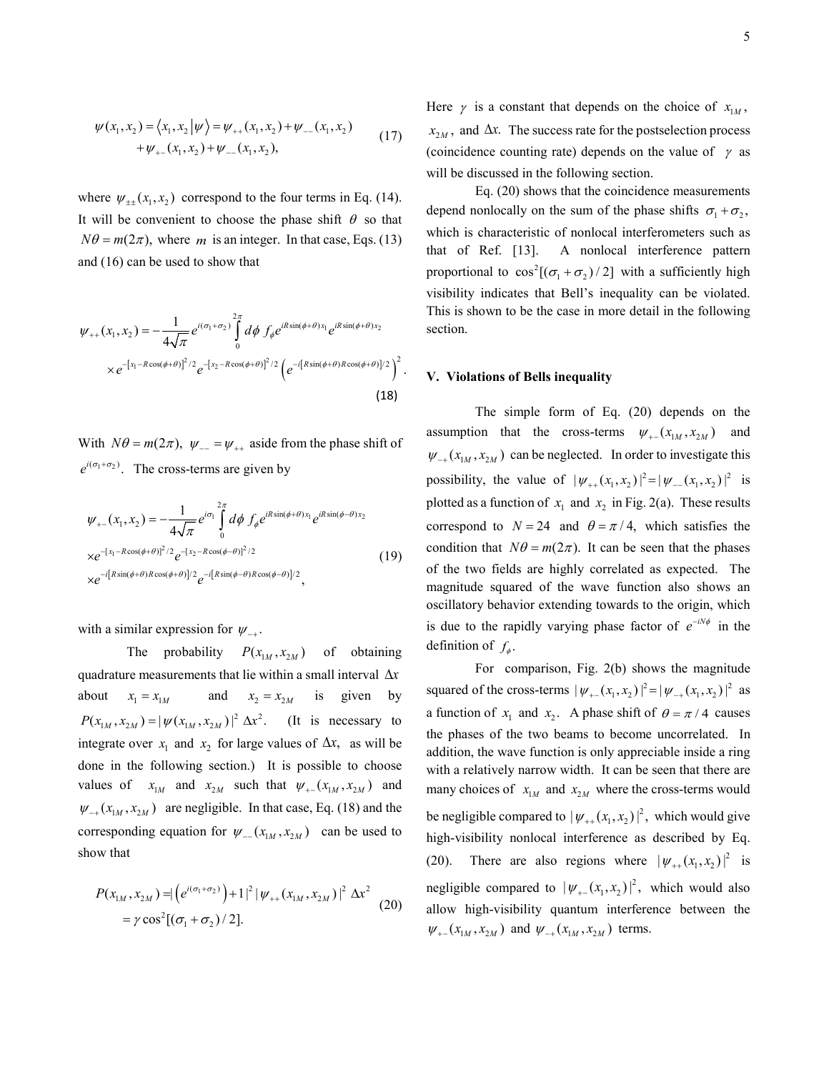$$\psi(x_1,x_2) = \langle x_1,x_2|\psi\rangle = \psi_{++}(x_1,x_2) + \psi_{--}(x_1,x_2) + \psi_{+-}(x_1,x_2) + \psi_{--}(x_1,x_2), \tag{17}$$

where $\psi_{\pm\pm}(x_1,x_2)$ correspond to the four terms in Eq. (14). It will be convenient to choose the phase shift $\theta$ so that $N\theta = m(2\pi)$, where $m$ is an integer. In that case, Eqs. (13) and (16) can be used to show that

$$\psi_{++}(x_1,x_2) = -\frac{1}{4\sqrt{\pi}} e^{i(\sigma_1+\sigma_2)} \int_0^{2\pi} d\phi\, f_\phi e^{iR\sin(\phi+\theta)x_1} e^{iR\sin(\phi+\theta)x_2} \times e^{-[x_1-R\cos(\phi+\theta)]^2/2} e^{-[x_2-R\cos(\phi+\theta)]^2/2} \left(e^{-i[R\sin(\phi+\theta)R\cos(\phi+\theta)]/2}\right)^2. \tag{18}$$

With $N\theta = m(2\pi)$, $\psi_{--} = \psi_{++}$ aside from the phase shift of $e^{i(\sigma_1+\sigma_2)}$. The cross-terms are given by

$$\psi_{+-}(x_1,x_2) = -\frac{1}{4\sqrt{\pi}} e^{i\sigma_1} \int_0^{2\pi} d\phi\, f_\phi e^{iR\sin(\phi+\theta)x_1} e^{iR\sin(\phi-\theta)x_2} \times e^{-[x_1-R\cos(\phi+\theta)]^2/2} e^{-[x_2-R\cos(\phi-\theta)]^2/2} \times e^{-i[R\sin(\phi+\theta)R\cos(\phi+\theta)]/2} e^{-i[R\sin(\phi-\theta)R\cos(\phi-\theta)]/2}, \tag{19}$$

with a similar expression for $\psi_{-+}$.

The probability $P(x_{1M},x_{2M})$ of obtaining quadrature measurements that lie within a small interval $\Delta x$ about $x_1 = x_{1M}$ and $x_2 = x_{2M}$ is given by $P(x_{1M},x_{2M}) = |\psi(x_{1M},x_{2M})|^2 \Delta x^2$. (It is necessary to integrate over $x_1$ and $x_2$ for large values of $\Delta x$, as will be done in the following section.) It is possible to choose values of $x_{1M}$ and $x_{2M}$ such that $\psi_{+-}(x_{1M},x_{2M})$ and $\psi_{-+}(x_{1M},x_{2M})$ are negligible. In that case, Eq. (18) and the corresponding equation for $\psi_{--}(x_{1M},x_{2M})$ can be used to show that

$$P(x_{1M},x_{2M}) = \left|\left(e^{i(\sigma_1+\sigma_2)}\right)+1\right|^2 |\psi_{++}(x_{1M},x_{2M})|^2 \Delta x^2 = \gamma\cos^2[(\sigma_1+\sigma_2)/2]. \tag{20}$$

Here $\gamma$ is a constant that depends on the choice of $x_{1M}$, $x_{2M}$, and $\Delta x$. The success rate for the postselection process (coincidence counting rate) depends on the value of $\gamma$ as will be discussed in the following section.

Eq. (20) shows that the coincidence measurements depend nonlocally on the sum of the phase shifts $\sigma_1+\sigma_2$, which is characteristic of nonlocal interferometers such as that of Ref. [13]. A nonlocal interference pattern proportional to $\cos^2[(\sigma_1+\sigma_2)/2]$ with a sufficiently high visibility indicates that Bell's inequality can be violated. This is shown to be the case in more detail in the following section.

## V. Violations of Bells inequality

The simple form of Eq. (20) depends on the assumption that the cross-terms $\psi_{+-}(x_{1M},x_{2M})$ and $\psi_{-+}(x_{1M},x_{2M})$ can be neglected. In order to investigate this possibility, the value of $|\psi_{++}(x_1,x_2)|^2 = |\psi_{--}(x_1,x_2)|^2$ is plotted as a function of $x_1$ and $x_2$ in Fig. 2(a). These results correspond to $N = 24$ and $\theta = \pi/4$, which satisfies the condition that $N\theta = m(2\pi)$. It can be seen that the phases of the two fields are highly correlated as expected. The magnitude squared of the wave function also shows an oscillatory behavior extending towards to the origin, which is due to the rapidly varying phase factor of $e^{-iN\phi}$ in the definition of $f_\phi$.

For comparison, Fig. 2(b) shows the magnitude squared of the cross-terms $|\psi_{+-}(x_1,x_2)|^2 = |\psi_{-+}(x_1,x_2)|^2$ as a function of $x_1$ and $x_2$. A phase shift of $\theta = \pi/4$ causes the phases of the two beams to become uncorrelated. In addition, the wave function is only appreciable inside a ring with a relatively narrow width. It can be seen that there are many choices of $x_{1M}$ and $x_{2M}$ where the cross-terms would be negligible compared to $|\psi_{++}(x_1,x_2)|^2$, which would give high-visibility nonlocal interference as described by Eq. (20). There are also regions where $|\psi_{++}(x_1,x_2)|^2$ is negligible compared to $|\psi_{+-}(x_1,x_2)|^2$, which would also allow high-visibility quantum interference between the $\psi_{+-}(x_{1M},x_{2M})$ and $\psi_{-+}(x_{1M},x_{2M})$ terms.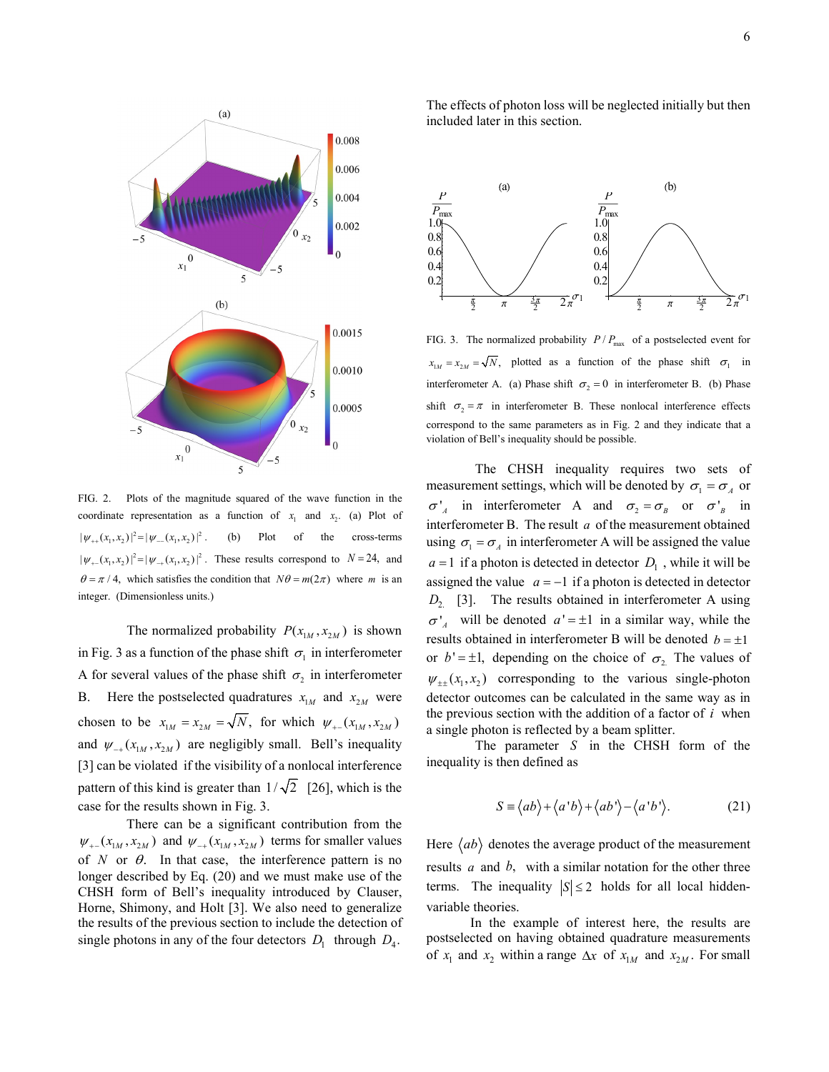FIG. 2. Plots of the magnitude squared of the wave function in the coordinate representation as a function of $x_1$ and $x_2$. (a) Plot of $|\psi_{++}(x_1,x_2)|^2 = |\psi_{--}(x_1,x_2)|^2$. (b) Plot of the cross-terms $|\psi_{+-}(x_1,x_2)|^2 = |\psi_{-+}(x_1,x_2)|^2$. These results correspond to $N = 24$, and $\theta = \pi/4$, which satisfies the condition that $N\theta = m(2\pi)$ where $m$ is an integer. (Dimensionless units.)

The normalized probability $P(x_{1M}, x_{2M})$ is shown in Fig. 3 as a function of the phase shift $\sigma_1$ in interferometer A for several values of the phase shift $\sigma_2$ in interferometer B. Here the postselected quadratures $x_{1M}$ and $x_{2M}$ were chosen to be $x_{1M} = x_{2M} = \sqrt{N}$, for which $\psi_{+-}(x_{1M}, x_{2M})$ and $\psi_{-+}(x_{1M}, x_{2M})$ are negligibly small. Bell's inequality [3] can be violated if the visibility of a nonlocal interference pattern of this kind is greater than $1/\sqrt{2}$ [26], which is the case for the results shown in Fig. 3.

There can be a significant contribution from the $\psi_{+-}(x_{1M}, x_{2M})$ and $\psi_{-+}(x_{1M}, x_{2M})$ terms for smaller values of $N$ or $\theta$. In that case, the interference pattern is no longer described by Eq. (20) and we must make use of the CHSH form of Bell's inequality introduced by Clauser, Horne, Shimony, and Holt [3]. We also need to generalize the results of the previous section to include the detection of single photons in any of the four detectors $D_1$ through $D_4$. The effects of photon loss will be neglected initially but then included later in this section.

FIG. 3. The normalized probability $P/P_{\max}$ of a postselected event for $x_{1M} = x_{2M} = \sqrt{N}$, plotted as a function of the phase shift $\sigma_1$ in interferometer A. (a) Phase shift $\sigma_2 = 0$ in interferometer B. (b) Phase shift $\sigma_2 = \pi$ in interferometer B. These nonlocal interference effects correspond to the same parameters as in Fig. 2 and they indicate that a violation of Bell's inequality should be possible.

The CHSH inequality requires two sets of measurement settings, which will be denoted by $\sigma_1 = \sigma_A$ or $\sigma'_A$ in interferometer A and $\sigma_2 = \sigma_B$ or $\sigma'_B$ in interferometer B. The result $a$ of the measurement obtained using $\sigma_1 = \sigma_A$ in interferometer A will be assigned the value $a = 1$ if a photon is detected in detector $D_1$, while it will be assigned the value $a = -1$ if a photon is detected in detector $D_2$ [3]. The results obtained in interferometer A using $\sigma'_A$ will be denoted $a' = \pm 1$ in a similar way, while the results obtained in interferometer B will be denoted $b = \pm 1$ or $b' = \pm 1$, depending on the choice of $\sigma_2$. The values of $\psi_{\pm\pm}(x_1, x_2)$ corresponding to the various single-photon detector outcomes can be calculated in the same way as in the previous section with the addition of a factor of $i$ when a single photon is reflected by a beam splitter.

The parameter $S$ in the CHSH form of the inequality is then defined as

$$S \equiv \langle ab \rangle + \langle a'b \rangle + \langle ab' \rangle - \langle a'b' \rangle. \tag{21}$$

Here $\langle ab \rangle$ denotes the average product of the measurement results $a$ and $b$, with a similar notation for the other three terms. The inequality $|S| \le 2$ holds for all local hidden-variable theories.

In the example of interest here, the results are postselected on having obtained quadrature measurements of $x_1$ and $x_2$ within a range $\Delta x$ of $x_{1M}$ and $x_{2M}$. For small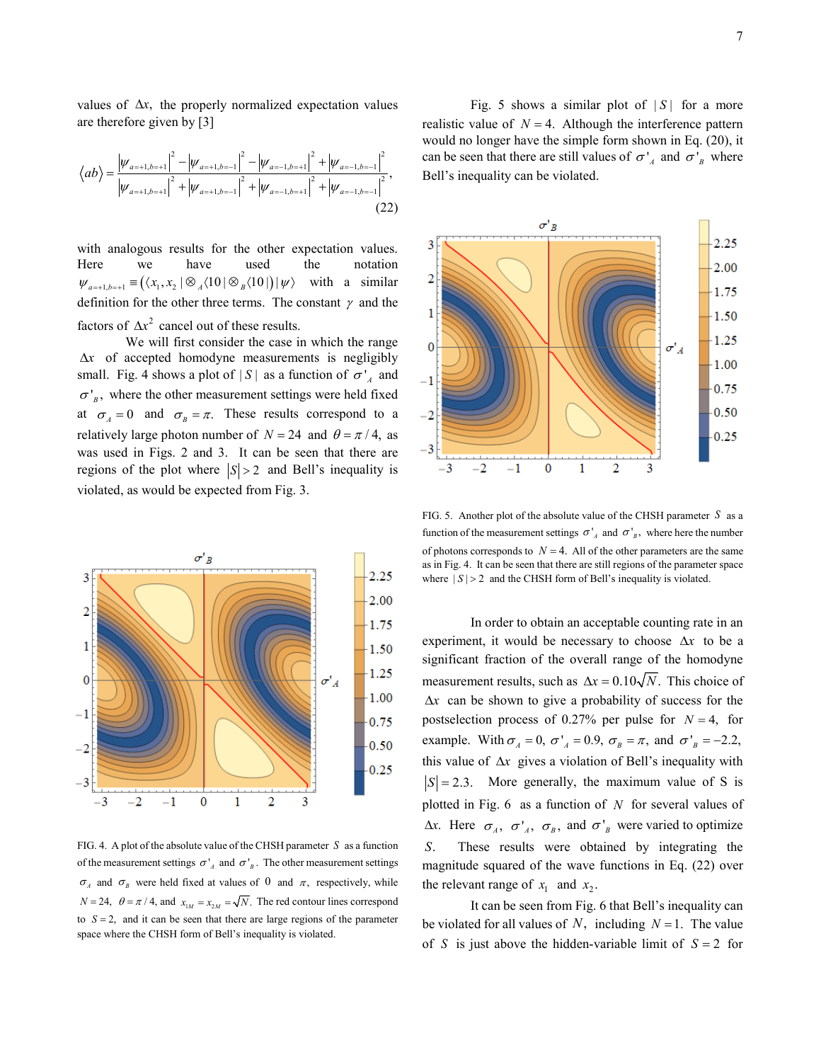values of $\Delta x$, the properly normalized expectation values are therefore given by [3]

$$\langle ab \rangle = \frac{\left|\psi_{a=+1,b=+1}\right|^2 - \left|\psi_{a=+1,b=-1}\right|^2 - \left|\psi_{a=-1,b=+1}\right|^2 + \left|\psi_{a=-1,b=-1}\right|^2}{\left|\psi_{a=+1,b=+1}\right|^2 + \left|\psi_{a=+1,b=-1}\right|^2 + \left|\psi_{a=-1,b=+1}\right|^2 + \left|\psi_{a=-1,b=-1}\right|^2}, \tag{22}$$

with analogous results for the other expectation values. Here we have used the notation $\psi_{a=+1,b=+1} \equiv \left(\langle x_1, x_2 | \otimes_A \langle 10 | \otimes_B \langle 10 |\right) |\psi\rangle$ with a similar definition for the other three terms. The constant $\gamma$ and the factors of $\Delta x^2$ cancel out of these results.

We will first consider the case in which the range $\Delta x$ of accepted homodyne measurements is negligibly small. Fig. 4 shows a plot of $|S|$ as a function of $\sigma'_A$ and $\sigma'_B$, where the other measurement settings were held fixed at $\sigma_A = 0$ and $\sigma_B = \pi$. These results correspond to a relatively large photon number of $N = 24$ and $\theta = \pi/4$, as was used in Figs. 2 and 3. It can be seen that there are regions of the plot where $|S| > 2$ and Bell's inequality is violated, as would be expected from Fig. 3.

FIG. 4. A plot of the absolute value of the CHSH parameter $S$ as a function of the measurement settings $\sigma'_A$ and $\sigma'_B$. The other measurement settings $\sigma_A$ and $\sigma_B$ were held fixed at values of 0 and $\pi$, respectively, while $N = 24$, $\theta = \pi/4$, and $x_{1M} = x_{2M} = \sqrt{N}$. The red contour lines correspond to $S = 2$, and it can be seen that there are large regions of the parameter space where the CHSH form of Bell's inequality is violated.

Fig. 5 shows a similar plot of $|S|$ for a more realistic value of $N = 4$. Although the interference pattern would no longer have the simple form shown in Eq. (20), it can be seen that there are still values of $\sigma'_A$ and $\sigma'_B$ where Bell's inequality can be violated.

FIG. 5. Another plot of the absolute value of the CHSH parameter $S$ as a function of the measurement settings $\sigma'_A$ and $\sigma'_B$, where here the number of photons corresponds to $N = 4$. All of the other parameters are the same as in Fig. 4. It can be seen that there are still regions of the parameter space where $|S| > 2$ and the CHSH form of Bell's inequality is violated.

In order to obtain an acceptable counting rate in an experiment, it would be necessary to choose $\Delta x$ to be a significant fraction of the overall range of the homodyne measurement results, such as $\Delta x = 0.10\sqrt{N}$. This choice of $\Delta x$ can be shown to give a probability of success for the postselection process of 0.27% per pulse for $N = 4$, for example. With $\sigma_A = 0$, $\sigma'_A = 0.9$, $\sigma_B = \pi$, and $\sigma'_B = -2.2$, this value of $\Delta x$ gives a violation of Bell's inequality with $|S| = 2.3$. More generally, the maximum value of S is plotted in Fig. 6 as a function of $N$ for several values of $\Delta x$. Here $\sigma_A$, $\sigma'_A$, $\sigma_B$, and $\sigma'_B$ were varied to optimize $S$. These results were obtained by integrating the magnitude squared of the wave functions in Eq. (22) over the relevant range of $x_1$ and $x_2$.

It can be seen from Fig. 6 that Bell's inequality can be violated for all values of $N$, including $N = 1$. The value of $S$ is just above the hidden-variable limit of $S = 2$ for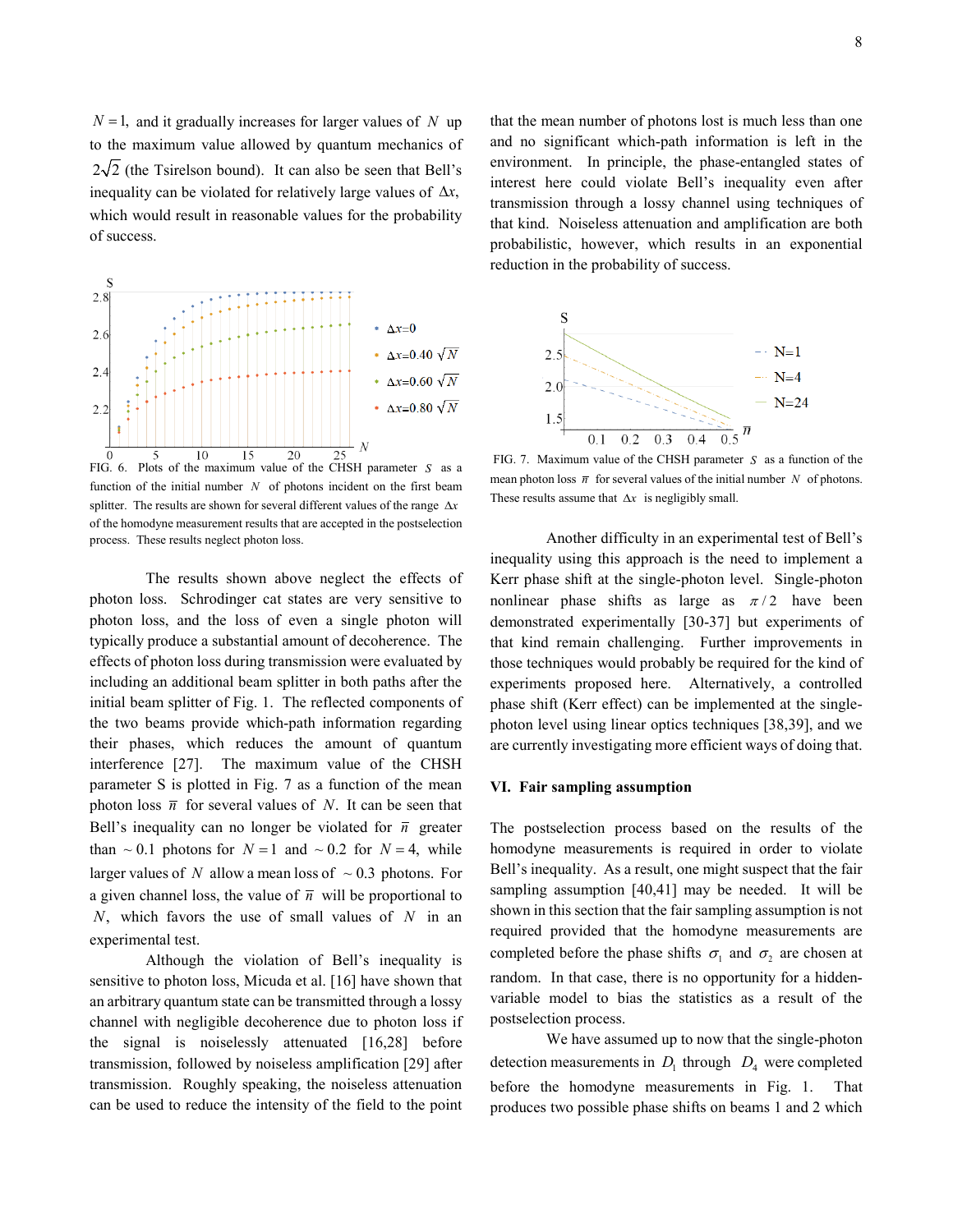$N = 1$, and it gradually increases for larger values of $N$ up to the maximum value allowed by quantum mechanics of $2\sqrt{2}$ (the Tsirelson bound). It can also be seen that Bell's inequality can be violated for relatively large values of $\Delta x$, which would result in reasonable values for the probability of success.

FIG. 6. Plots of the maximum value of the CHSH parameter $S$ as a function of the initial number $N$ of photons incident on the first beam splitter. The results are shown for several different values of the range $\Delta x$ of the homodyne measurement results that are accepted in the postselection process. These results neglect photon loss.

The results shown above neglect the effects of photon loss. Schrodinger cat states are very sensitive to photon loss, and the loss of even a single photon will typically produce a substantial amount of decoherence. The effects of photon loss during transmission were evaluated by including an additional beam splitter in both paths after the initial beam splitter of Fig. 1. The reflected components of the two beams provide which-path information regarding their phases, which reduces the amount of quantum interference [27]. The maximum value of the CHSH parameter S is plotted in Fig. 7 as a function of the mean photon loss $\bar{n}$ for several values of $N$. It can be seen that Bell's inequality can no longer be violated for $\bar{n}$ greater than $\sim 0.1$ photons for $N = 1$ and $\sim 0.2$ for $N = 4$, while larger values of $N$ allow a mean loss of $\sim 0.3$ photons. For a given channel loss, the value of $\bar{n}$ will be proportional to $N$, which favors the use of small values of $N$ in an experimental test.

Although the violation of Bell's inequality is sensitive to photon loss, Micuda et al. [16] have shown that an arbitrary quantum state can be transmitted through a lossy channel with negligible decoherence due to photon loss if the signal is noiselessly attenuated [16,28] before transmission, followed by noiseless amplification [29] after transmission. Roughly speaking, the noiseless attenuation can be used to reduce the intensity of the field to the point that the mean number of photons lost is much less than one and no significant which-path information is left in the environment. In principle, the phase-entangled states of interest here could violate Bell's inequality even after transmission through a lossy channel using techniques of that kind. Noiseless attenuation and amplification are both probabilistic, however, which results in an exponential reduction in the probability of success.

FIG. 7. Maximum value of the CHSH parameter $S$ as a function of the mean photon loss $\bar{n}$ for several values of the initial number $N$ of photons. These results assume that $\Delta x$ is negligibly small.

Another difficulty in an experimental test of Bell's inequality using this approach is the need to implement a Kerr phase shift at the single-photon level. Single-photon nonlinear phase shifts as large as $\pi/2$ have been demonstrated experimentally [30-37] but experiments of that kind remain challenging. Further improvements in those techniques would probably be required for the kind of experiments proposed here. Alternatively, a controlled phase shift (Kerr effect) can be implemented at the single-photon level using linear optics techniques [38,39], and we are currently investigating more efficient ways of doing that.

## VI. Fair sampling assumption

The postselection process based on the results of the homodyne measurements is required in order to violate Bell's inequality. As a result, one might suspect that the fair sampling assumption [40,41] may be needed. It will be shown in this section that the fair sampling assumption is not required provided that the homodyne measurements are completed before the phase shifts $\sigma_1$ and $\sigma_2$ are chosen at random. In that case, there is no opportunity for a hidden-variable model to bias the statistics as a result of the postselection process.

We have assumed up to now that the single-photon detection measurements in $D_1$ through $D_4$ were completed before the homodyne measurements in Fig. 1. That produces two possible phase shifts on beams 1 and 2 which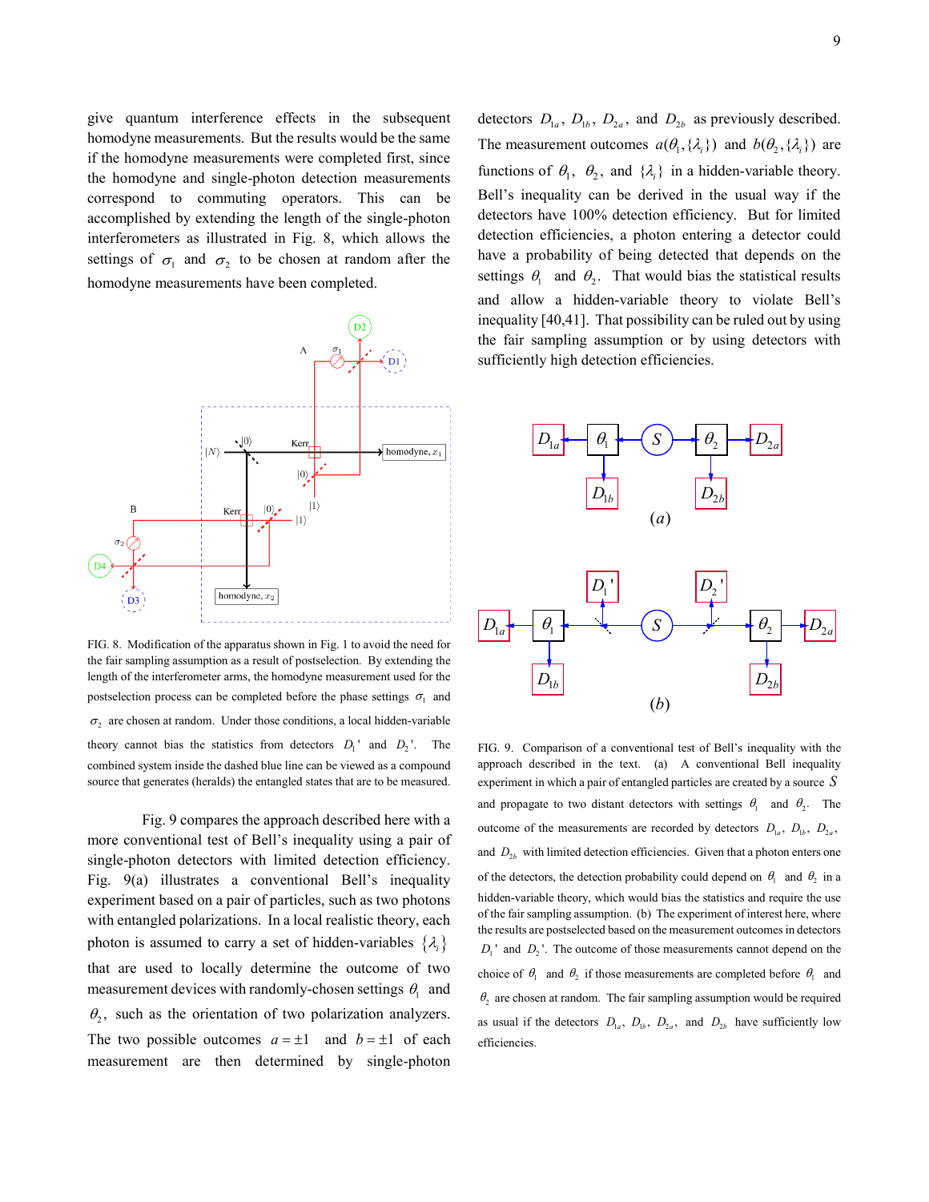give quantum interference effects in the subsequent homodyne measurements. But the results would be the same if the homodyne measurements were completed first, since the homodyne and single-photon detection measurements correspond to commuting operators. This can be accomplished by extending the length of the single-photon interferometers as illustrated in Fig. 8, which allows the settings of $\sigma_1$ and $\sigma_2$ to be chosen at random after the homodyne measurements have been completed.

FIG. 8. Modification of the apparatus shown in Fig. 1 to avoid the need for the fair sampling assumption as a result of postselection. By extending the length of the interferometer arms, the homodyne measurement used for the postselection process can be completed before the phase settings $\sigma_1$ and $\sigma_2$ are chosen at random. Under those conditions, a local hidden-variable theory cannot bias the statistics from detectors $D_1'$ and $D_2'$. The combined system inside the dashed blue line can be viewed as a compound source that generates (heralds) the entangled states that are to be measured.

Fig. 9 compares the approach described here with a more conventional test of Bell's inequality using a pair of single-photon detectors with limited detection efficiency. Fig. 9(a) illustrates a conventional Bell's inequality experiment based on a pair of particles, such as two photons with entangled polarizations. In a local realistic theory, each photon is assumed to carry a set of hidden-variables $\{\lambda_i\}$ that are used to locally determine the outcome of two measurement devices with randomly-chosen settings $\theta_1$ and $\theta_2$, such as the orientation of two polarization analyzers. The two possible outcomes $a = \pm 1$ and $b = \pm 1$ of each measurement are then determined by single-photon detectors $D_{1a}$, $D_{1b}$, $D_{2a}$, and $D_{2b}$ as previously described. The measurement outcomes $a(\theta_1, \{\lambda_i\})$ and $b(\theta_2, \{\lambda_i\})$ are functions of $\theta_1$, $\theta_2$, and $\{\lambda_i\}$ in a hidden-variable theory. Bell's inequality can be derived in the usual way if the detectors have 100% detection efficiency. But for limited detection efficiencies, a photon entering a detector could have a probability of being detected that depends on the settings $\theta_1$ and $\theta_2$. That would bias the statistical results and allow a hidden-variable theory to violate Bell's inequality [40,41]. That possibility can be ruled out by using the fair sampling assumption or by using detectors with sufficiently high detection efficiencies.

FIG. 9. Comparison of a conventional test of Bell's inequality with the approach described in the text. (a) A conventional Bell inequality experiment in which a pair of entangled particles are created by a source $S$ and propagate to two distant detectors with settings $\theta_1$ and $\theta_2$. The outcome of the measurements are recorded by detectors $D_{1a}$, $D_{1b}$, $D_{2a}$, and $D_{2b}$ with limited detection efficiencies. Given that a photon enters one of the detectors, the detection probability could depend on $\theta_1$ and $\theta_2$ in a hidden-variable theory, which would bias the statistics and require the use of the fair sampling assumption. (b) The experiment of interest here, where the results are postselected based on the measurement outcomes in detectors $D_1'$ and $D_2'$. The outcome of those measurements cannot depend on the choice of $\theta_1$ and $\theta_2$ if those measurements are completed before $\theta_1$ and $\theta_2$ are chosen at random. The fair sampling assumption would be required as usual if the detectors $D_{1a}$, $D_{1b}$, $D_{2a}$, and $D_{2b}$ have sufficiently low efficiencies.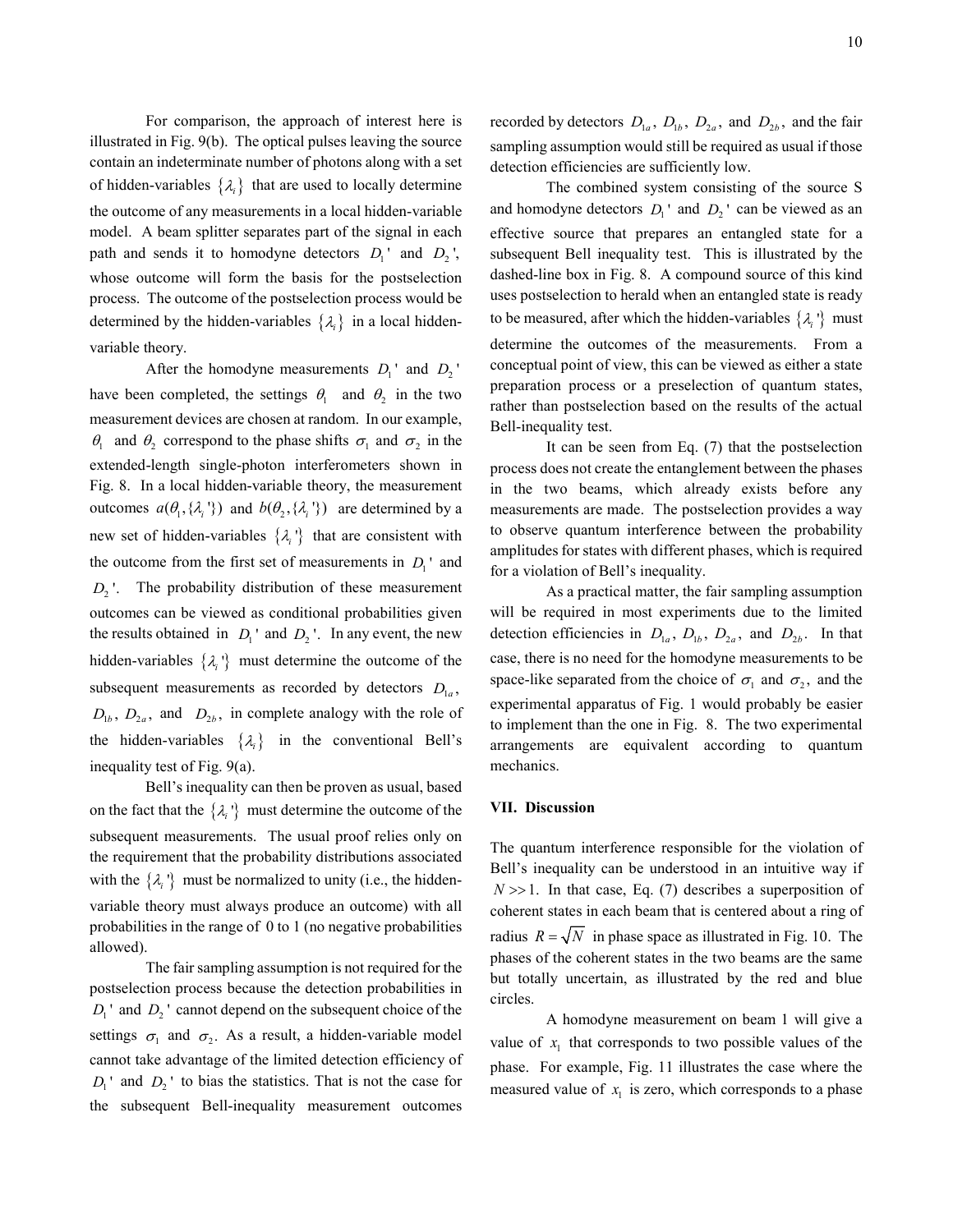For comparison, the approach of interest here is illustrated in Fig. 9(b). The optical pulses leaving the source contain an indeterminate number of photons along with a set of hidden-variables $\{\lambda_i\}$ that are used to locally determine the outcome of any measurements in a local hidden-variable model. A beam splitter separates part of the signal in each path and sends it to homodyne detectors $D_1'$ and $D_2'$, whose outcome will form the basis for the postselection process. The outcome of the postselection process would be determined by the hidden-variables $\{\lambda_i\}$ in a local hidden-variable theory.

After the homodyne measurements $D_1'$ and $D_2'$ have been completed, the settings $\theta_1$ and $\theta_2$ in the two measurement devices are chosen at random. In our example, $\theta_1$ and $\theta_2$ correspond to the phase shifts $\sigma_1$ and $\sigma_2$ in the extended-length single-photon interferometers shown in Fig. 8. In a local hidden-variable theory, the measurement outcomes $a(\theta_1,\{\lambda_i'\})$ and $b(\theta_2,\{\lambda_i'\})$ are determined by a new set of hidden-variables $\{\lambda_i'\}$ that are consistent with the outcome from the first set of measurements in $D_1'$ and $D_2'$. The probability distribution of these measurement outcomes can be viewed as conditional probabilities given the results obtained in $D_1'$ and $D_2'$. In any event, the new hidden-variables $\{\lambda_i'\}$ must determine the outcome of the subsequent measurements as recorded by detectors $D_{1a}$, $D_{1b}$, $D_{2a}$, and $D_{2b}$, in complete analogy with the role of the hidden-variables $\{\lambda_i\}$ in the conventional Bell's inequality test of Fig. 9(a).

Bell's inequality can then be proven as usual, based on the fact that the $\{\lambda_i'\}$ must determine the outcome of the subsequent measurements. The usual proof relies only on the requirement that the probability distributions associated with the $\{\lambda_i'\}$ must be normalized to unity (i.e., the hidden-variable theory must always produce an outcome) with all probabilities in the range of 0 to 1 (no negative probabilities allowed).

The fair sampling assumption is not required for the postselection process because the detection probabilities in $D_1'$ and $D_2'$ cannot depend on the subsequent choice of the settings $\sigma_1$ and $\sigma_2$. As a result, a hidden-variable model cannot take advantage of the limited detection efficiency of $D_1'$ and $D_2'$ to bias the statistics. That is not the case for the subsequent Bell-inequality measurement outcomes recorded by detectors $D_{1a}$, $D_{1b}$, $D_{2a}$, and $D_{2b}$, and the fair sampling assumption would still be required as usual if those detection efficiencies are sufficiently low.

The combined system consisting of the source S and homodyne detectors $D_1'$ and $D_2'$ can be viewed as an effective source that prepares an entangled state for a subsequent Bell inequality test. This is illustrated by the dashed-line box in Fig. 8. A compound source of this kind uses postselection to herald when an entangled state is ready to be measured, after which the hidden-variables $\{\lambda_i'\}$ must determine the outcomes of the measurements. From a conceptual point of view, this can be viewed as either a state preparation process or a preselection of quantum states, rather than postselection based on the results of the actual Bell-inequality test.

It can be seen from Eq. (7) that the postselection process does not create the entanglement between the phases in the two beams, which already exists before any measurements are made. The postselection provides a way to observe quantum interference between the probability amplitudes for states with different phases, which is required for a violation of Bell's inequality.

As a practical matter, the fair sampling assumption will be required in most experiments due to the limited detection efficiencies in $D_{1a}$, $D_{1b}$, $D_{2a}$, and $D_{2b}$. In that case, there is no need for the homodyne measurements to be space-like separated from the choice of $\sigma_1$ and $\sigma_2$, and the experimental apparatus of Fig. 1 would probably be easier to implement than the one in Fig. 8. The two experimental arrangements are equivalent according to quantum mechanics.

## VII. Discussion

The quantum interference responsible for the violation of Bell's inequality can be understood in an intuitive way if $N \gg 1$. In that case, Eq. (7) describes a superposition of coherent states in each beam that is centered about a ring of radius $R = \sqrt{N}$ in phase space as illustrated in Fig. 10. The phases of the coherent states in the two beams are the same but totally uncertain, as illustrated by the red and blue circles.

A homodyne measurement on beam 1 will give a value of $x_1$ that corresponds to two possible values of the phase. For example, Fig. 11 illustrates the case where the measured value of $x_1$ is zero, which corresponds to a phase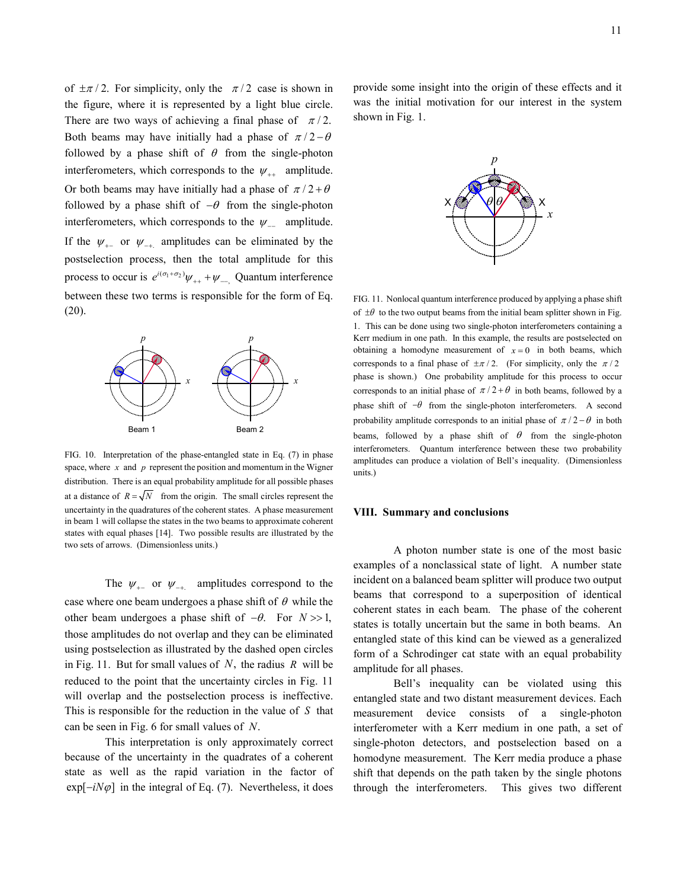of $\pm\pi/2$. For simplicity, only the $\pi/2$ case is shown in the figure, where it is represented by a light blue circle. There are two ways of achieving a final phase of $\pi/2$. Both beams may have initially had a phase of $\pi/2-\theta$ followed by a phase shift of $\theta$ from the single-photon interferometers, which corresponds to the $\psi_{++}$ amplitude. Or both beams may have initially had a phase of $\pi/2+\theta$ followed by a phase shift of $-\theta$ from the single-photon interferometers, which corresponds to the $\psi_{--}$ amplitude. If the $\psi_{+-}$ or $\psi_{-+}$ amplitudes can be eliminated by the postselection process, then the total amplitude for this process to occur is $e^{i(\sigma_1+\sigma_2)}\psi_{++}+\psi_{--}$. Quantum interference between these two terms is responsible for the form of Eq. (20).

FIG. 10. Interpretation of the phase-entangled state in Eq. (7) in phase space, where $x$ and $p$ represent the position and momentum in the Wigner distribution. There is an equal probability amplitude for all possible phases at a distance of $R=\sqrt{N}$ from the origin. The small circles represent the uncertainty in the quadratures of the coherent states. A phase measurement in beam 1 will collapse the states in the two beams to approximate coherent states with equal phases [14]. Two possible results are illustrated by the two sets of arrows. (Dimensionless units.)

The $\psi_{+-}$ or $\psi_{-+}$ amplitudes correspond to the case where one beam undergoes a phase shift of $\theta$ while the other beam undergoes a phase shift of $-\theta$. For $N>>1$, those amplitudes do not overlap and they can be eliminated using postselection as illustrated by the dashed open circles in Fig. 11. But for small values of $N$, the radius $R$ will be reduced to the point that the uncertainty circles in Fig. 11 will overlap and the postselection process is ineffective. This is responsible for the reduction in the value of $S$ that can be seen in Fig. 6 for small values of $N$.

This interpretation is only approximately correct because of the uncertainty in the quadrates of a coherent state as well as the rapid variation in the factor of $\exp[-iN\varphi]$ in the integral of Eq. (7). Nevertheless, it does provide some insight into the origin of these effects and it was the initial motivation for our interest in the system shown in Fig. 1.

FIG. 11. Nonlocal quantum interference produced by applying a phase shift of $\pm\theta$ to the two output beams from the initial beam splitter shown in Fig. 1. This can be done using two single-photon interferometers containing a Kerr medium in one path. In this example, the results are postselected on obtaining a homodyne measurement of $x=0$ in both beams, which corresponds to a final phase of $\pm\pi/2$. (For simplicity, only the $\pi/2$ phase is shown.) One probability amplitude for this process to occur corresponds to an initial phase of $\pi/2+\theta$ in both beams, followed by a phase shift of $-\theta$ from the single-photon interferometers. A second probability amplitude corresponds to an initial phase of $\pi/2-\theta$ in both beams, followed by a phase shift of $\theta$ from the single-photon interferometers. Quantum interference between these two probability amplitudes can produce a violation of Bell's inequality. (Dimensionless units.)

## VIII. Summary and conclusions

A photon number state is one of the most basic examples of a nonclassical state of light. A number state incident on a balanced beam splitter will produce two output beams that correspond to a superposition of identical coherent states in each beam. The phase of the coherent states is totally uncertain but the same in both beams. An entangled state of this kind can be viewed as a generalized form of a Schrodinger cat state with an equal probability amplitude for all phases.

Bell's inequality can be violated using this entangled state and two distant measurement devices. Each measurement device consists of a single-photon interferometer with a Kerr medium in one path, a set of single-photon detectors, and postselection based on a homodyne measurement. The Kerr media produce a phase shift that depends on the path taken by the single photons through the interferometers. This gives two different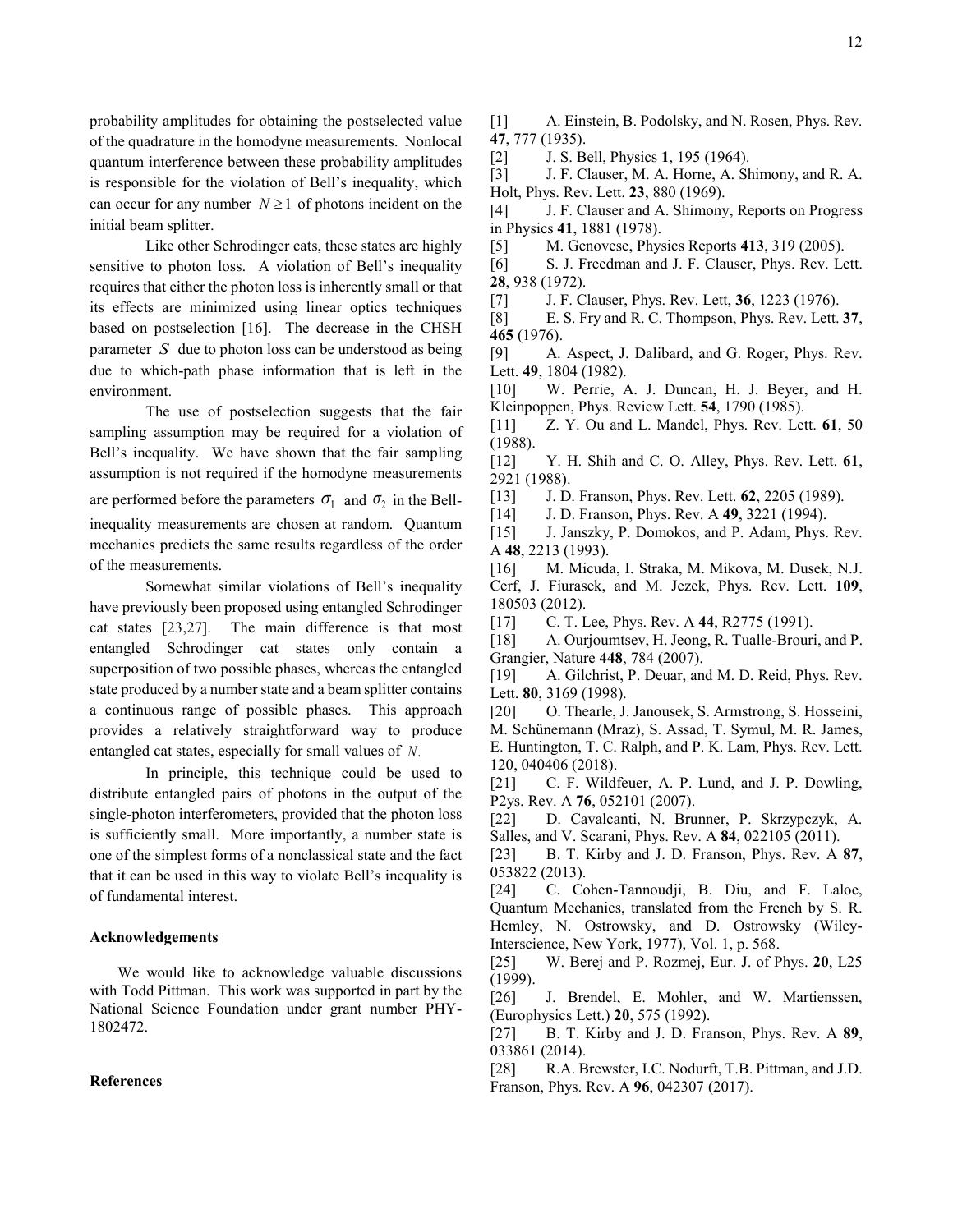probability amplitudes for obtaining the postselected value of the quadrature in the homodyne measurements. Nonlocal quantum interference between these probability amplitudes is responsible for the violation of Bell's inequality, which can occur for any number $N \geq 1$ of photons incident on the initial beam splitter.

Like other Schrodinger cats, these states are highly sensitive to photon loss. A violation of Bell's inequality requires that either the photon loss is inherently small or that its effects are minimized using linear optics techniques based on postselection [16]. The decrease in the CHSH parameter $S$ due to photon loss can be understood as being due to which-path phase information that is left in the environment.

The use of postselection suggests that the fair sampling assumption may be required for a violation of Bell's inequality. We have shown that the fair sampling assumption is not required if the homodyne measurements are performed before the parameters $\sigma_1$ and $\sigma_2$ in the Bell-inequality measurements are chosen at random. Quantum mechanics predicts the same results regardless of the order of the measurements.

Somewhat similar violations of Bell's inequality have previously been proposed using entangled Schrodinger cat states [23,27]. The main difference is that most entangled Schrodinger cat states only contain a superposition of two possible phases, whereas the entangled state produced by a number state and a beam splitter contains a continuous range of possible phases. This approach provides a relatively straightforward way to produce entangled cat states, especially for small values of $N$.

In principle, this technique could be used to distribute entangled pairs of photons in the output of the single-photon interferometers, provided that the photon loss is sufficiently small. More importantly, a number state is one of the simplest forms of a nonclassical state and the fact that it can be used in this way to violate Bell's inequality is of fundamental interest.

### Acknowledgements

We would like to acknowledge valuable discussions with Todd Pittman. This work was supported in part by the National Science Foundation under grant number PHY-1802472.

### References

[1] A. Einstein, B. Podolsky, and N. Rosen, Phys. Rev. **47**, 777 (1935).

[2] J. S. Bell, Physics **1**, 195 (1964).

[3] J. F. Clauser, M. A. Horne, A. Shimony, and R. A. Holt, Phys. Rev. Lett. **23**, 880 (1969).

[4] J. F. Clauser and A. Shimony, Reports on Progress in Physics **41**, 1881 (1978).

[5] M. Genovese, Physics Reports **413**, 319 (2005).

[6] S. J. Freedman and J. F. Clauser, Phys. Rev. Lett. **28**, 938 (1972).

[7] J. F. Clauser, Phys. Rev. Lett, **36**, 1223 (1976).

[8] E. S. Fry and R. C. Thompson, Phys. Rev. Lett. **37**, **465** (1976).

[9] A. Aspect, J. Dalibard, and G. Roger, Phys. Rev. Lett. **49**, 1804 (1982).

[10] W. Perrie, A. J. Duncan, H. J. Beyer, and H. Kleinpoppen, Phys. Review Lett. **54**, 1790 (1985).

[11] Z. Y. Ou and L. Mandel, Phys. Rev. Lett. **61**, 50 (1988).

[12] Y. H. Shih and C. O. Alley, Phys. Rev. Lett. **61**, 2921 (1988).

[13] J. D. Franson, Phys. Rev. Lett. **62**, 2205 (1989).

[14] J. D. Franson, Phys. Rev. A **49**, 3221 (1994).

[15] J. Janszky, P. Domokos, and P. Adam, Phys. Rev. A **48**, 2213 (1993).

[16] M. Micuda, I. Straka, M. Mikova, M. Dusek, N.J. Cerf, J. Fiurasek, and M. Jezek, Phys. Rev. Lett. **109**, 180503 (2012).

[17] C. T. Lee, Phys. Rev. A **44**, R2775 (1991).

[18] A. Ourjoumtsev, H. Jeong, R. Tualle-Brouri, and P. Grangier, Nature **448**, 784 (2007).

[19] A. Gilchrist, P. Deuar, and M. D. Reid, Phys. Rev. Lett. **80**, 3169 (1998).

[20] O. Thearle, J. Janousek, S. Armstrong, S. Hosseini, M. Schünemann (Mraz), S. Assad, T. Symul, M. R. James, E. Huntington, T. C. Ralph, and P. K. Lam, Phys. Rev. Lett. 120, 040406 (2018).

[21] C. F. Wildfeuer, A. P. Lund, and J. P. Dowling, P2ys. Rev. A **76**, 052101 (2007).

[22] D. Cavalcanti, N. Brunner, P. Skrzypczyk, A. Salles, and V. Scarani, Phys. Rev. A **84**, 022105 (2011).

[23] B. T. Kirby and J. D. Franson, Phys. Rev. A **87**, 053822 (2013).

[24] C. Cohen-Tannoudji, B. Diu, and F. Laloe, Quantum Mechanics, translated from the French by S. R. Hemley, N. Ostrowsky, and D. Ostrowsky (Wiley-Interscience, New York, 1977), Vol. 1, p. 568.

[25] W. Berej and P. Rozmej, Eur. J. of Phys. **20**, L25 (1999).

[26] J. Brendel, E. Mohler, and W. Martienssen, (Europhysics Lett.) **20**, 575 (1992).

[27] B. T. Kirby and J. D. Franson, Phys. Rev. A **89**, 033861 (2014).

[28] R.A. Brewster, I.C. Nodurft, T.B. Pittman, and J.D. Franson, Phys. Rev. A **96**, 042307 (2017).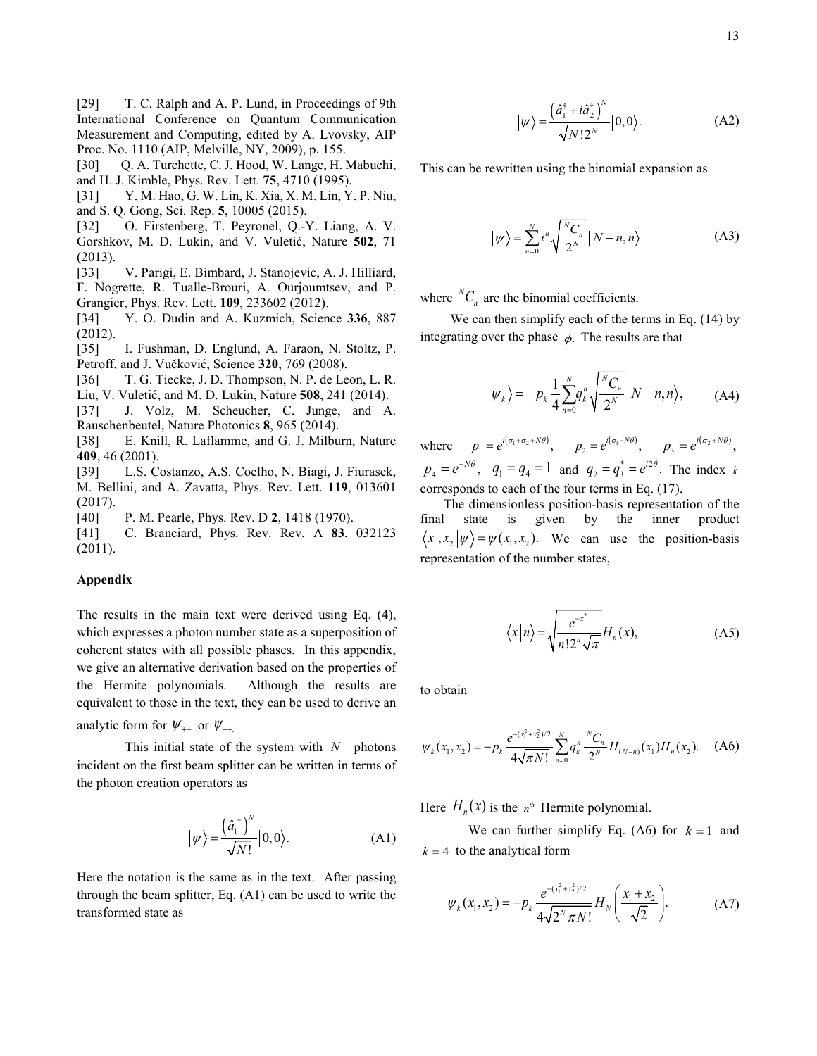[29] T. C. Ralph and A. P. Lund, in Proceedings of 9th International Conference on Quantum Communication Measurement and Computing, edited by A. Lvovsky, AIP Proc. No. 1110 (AIP, Melville, NY, 2009), p. 155.
[30] Q. A. Turchette, C. J. Hood, W. Lange, H. Mabuchi, and H. J. Kimble, Phys. Rev. Lett. **75**, 4710 (1995).
[31] Y. M. Hao, G. W. Lin, K. Xia, X. M. Lin, Y. P. Niu, and S. Q. Gong, Sci. Rep. **5**, 10005 (2015).
[32] O. Firstenberg, T. Peyronel, Q.-Y. Liang, A. V. Gorshkov, M. D. Lukin, and V. Vuletić, Nature **502**, 71 (2013).
[33] V. Parigi, E. Bimbard, J. Stanojevic, A. J. Hilliard, F. Nogrette, R. Tualle-Brouri, A. Ourjoumtsev, and P. Grangier, Phys. Rev. Lett. **109**, 233602 (2012).
[34] Y. O. Dudin and A. Kuzmich, Science **336**, 887 (2012).
[35] I. Fushman, D. Englund, A. Faraon, N. Stoltz, P. Petroff, and J. Vučković, Science **320**, 769 (2008).
[36] T. G. Tiecke, J. D. Thompson, N. P. de Leon, L. R. Liu, V. Vuletić, and M. D. Lukin, Nature **508**, 241 (2014).
[37] J. Volz, M. Scheucher, C. Junge, and A. Rauschenbeutel, Nature Photonics **8**, 965 (2014).
[38] E. Knill, R. Laflamme, and G. J. Milburn, Nature **409**, 46 (2001).
[39] L.S. Costanzo, A.S. Coelho, N. Biagi, J. Fiurasek, M. Bellini, and A. Zavatta, Phys. Rev. Lett. **119**, 013601 (2017).
[40] P. M. Pearle, Phys. Rev. D **2**, 1418 (1970).
[41] C. Branciard, Phys. Rev. Rev. A **83**, 032123 (2011).

**Appendix**

The results in the main text were derived using Eq. (4), which expresses a photon number state as a superposition of coherent states with all possible phases. In this appendix, we give an alternative derivation based on the properties of the Hermite polynomials. Although the results are equivalent to those in the text, they can be used to derive an analytic form for $\psi_{++}$ or $\psi_{--}$.

This initial state of the system with $N$ photons incident on the first beam splitter can be written in terms of the photon creation operators as

$$\left|\psi\right\rangle = \frac{\left(\hat{a}_1^{\dagger}\right)^N}{\sqrt{N!}}\left|0,0\right\rangle. \tag{A1}$$

Here the notation is the same as in the text. After passing through the beam splitter, Eq. (A1) can be used to write the transformed state as

$$\left|\psi\right\rangle = \frac{\left(\hat{a}_1^{\dagger} + i\hat{a}_2^{\dagger}\right)^N}{\sqrt{N!2^N}}\left|0,0\right\rangle. \tag{A2}$$

This can be rewritten using the binomial expansion as

$$\left|\psi\right\rangle = \sum_{n=0}^{N} i^n \sqrt{\frac{{}^N C_n}{2^N}}\left|N-n,n\right\rangle \tag{A3}$$

where ${}^N C_n$ are the binomial coefficients.

We can then simplify each of the terms in Eq. (14) by integrating over the phase $\phi$. The results are that

$$\left|\psi_k\right\rangle = -p_k \frac{1}{4}\sum_{n=0}^{N} q_k^n \sqrt{\frac{{}^N C_n}{2^N}}\left|N-n,n\right\rangle, \tag{A4}$$

where $p_1 = e^{i(\sigma_1+\sigma_2+N\theta)}$, $p_2 = e^{i(\sigma_1-N\theta)}$, $p_3 = e^{i(\sigma_2+N\theta)}$, $p_4 = e^{-N\theta}$, $q_1 = q_4 = 1$ and $q_2 = q_3^* = e^{i2\theta}$. The index $k$ corresponds to each of the four terms in Eq. (17).

The dimensionless position-basis representation of the final state is given by the inner product $\left\langle x_1, x_2 \middle| \psi\right\rangle = \psi(x_1, x_2)$. We can use the position-basis representation of the number states,

$$\left\langle x \middle| n\right\rangle = \sqrt{\frac{e^{-x^2}}{n!2^n\sqrt{\pi}}}H_n(x), \tag{A5}$$

to obtain

$$\psi_k(x_1,x_2) = -p_k \frac{e^{-(x_1^2+x_2^2)/2}}{4\sqrt{\pi N!}}\sum_{n=0}^{N} q_k^n \frac{{}^N C_n}{2^N} H_{(N-n)}(x_1) H_n(x_2). \tag{A6}$$

Here $H_n(x)$ is the $n^{th}$ Hermite polynomial.

We can further simplify Eq. (A6) for $k=1$ and $k=4$ to the analytical form

$$\psi_k(x_1,x_2) = -p_k \frac{e^{-(x_1^2+x_2^2)/2}}{4\sqrt{2^N \pi N!}} H_N\!\left(\frac{x_1+x_2}{\sqrt{2}}\right). \tag{A7}$$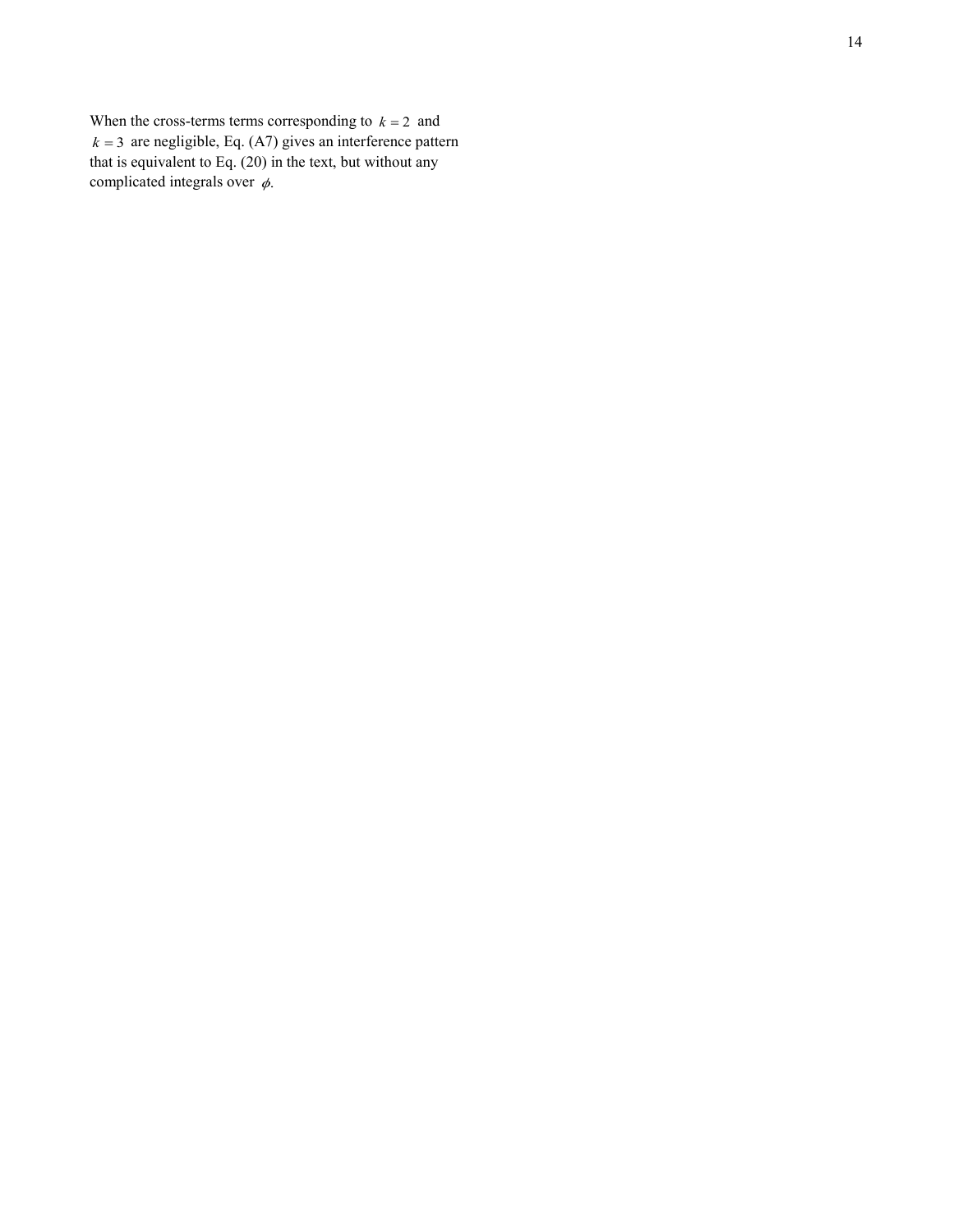When the cross-terms terms corresponding to $k = 2$ and $k = 3$ are negligible, Eq. (A7) gives an interference pattern that is equivalent to Eq. (20) in the text, but without any complicated integrals over $\phi$.